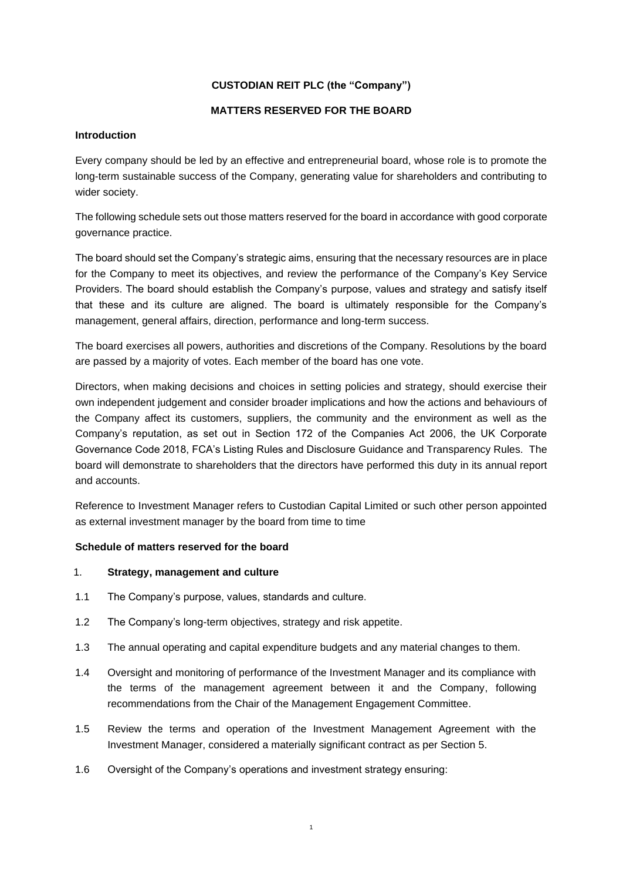**CUSTODIAN REIT PLC (the "Company")**

**MATTERS RESERVED FOR THE BOARD**

**Introduction**

Every company should be led by an effective and entrepreneurial board, whose role is to promote the long-term sustainable success of the Company, generating value for shareholders and contributing to wider society.

The following schedule sets out those matters reserved for the board in accordance with good corporate governance practice.

The board should set the Company's strategic aims, ensuring that the necessary resources are in place for the Company to meet its objectives, and review the performance of the Company's Key Service Providers. The board should establish the Company's purpose, values and strategy and satisfy itself that these and its culture are aligned. The board is ultimately responsible for the Company's management, general affairs, direction, performance and long-term success.

The board exercises all powers, authorities and discretions of the Company. Resolutions by the board are passed by a majority of votes. Each member of the board has one vote.

Directors, when making decisions and choices in setting policies and strategy, should exercise their own independent judgement and consider broader implications and how the actions and behaviours of the Company affect its customers, suppliers, the community and the environment as well as the Company's reputation, as set out in Section 172 of the Companies Act 2006, the UK Corporate Governance Code 2018, FCA's Listing Rules and Disclosure Guidance and Transparency Rules. The board will demonstrate to shareholders that the directors have performed this duty in its annual report and accounts.

Reference to Investment Manager refers to Custodian Capital Limited or such other person appointed as external investment manager by the board from time to time

**Schedule of matters reserved for the board**

1. **Strategy, management and culture**

1.1 The Company's purpose, values, standards and culture.

1.2 The Company's long-term objectives, strategy and risk appetite.

1.3 The annual operating and capital expenditure budgets and any material changes to them.

1.4 Oversight and monitoring of performance of the Investment Manager and its compliance with the terms of the management agreement between it and the Company, following recommendations from the Chair of the Management Engagement Committee.

1.5 Review the terms and operation of the Investment Management Agreement with the Investment Manager, considered a materially significant contract as per Section 5.

1.6 Oversight of the Company's operations and investment strategy ensuring: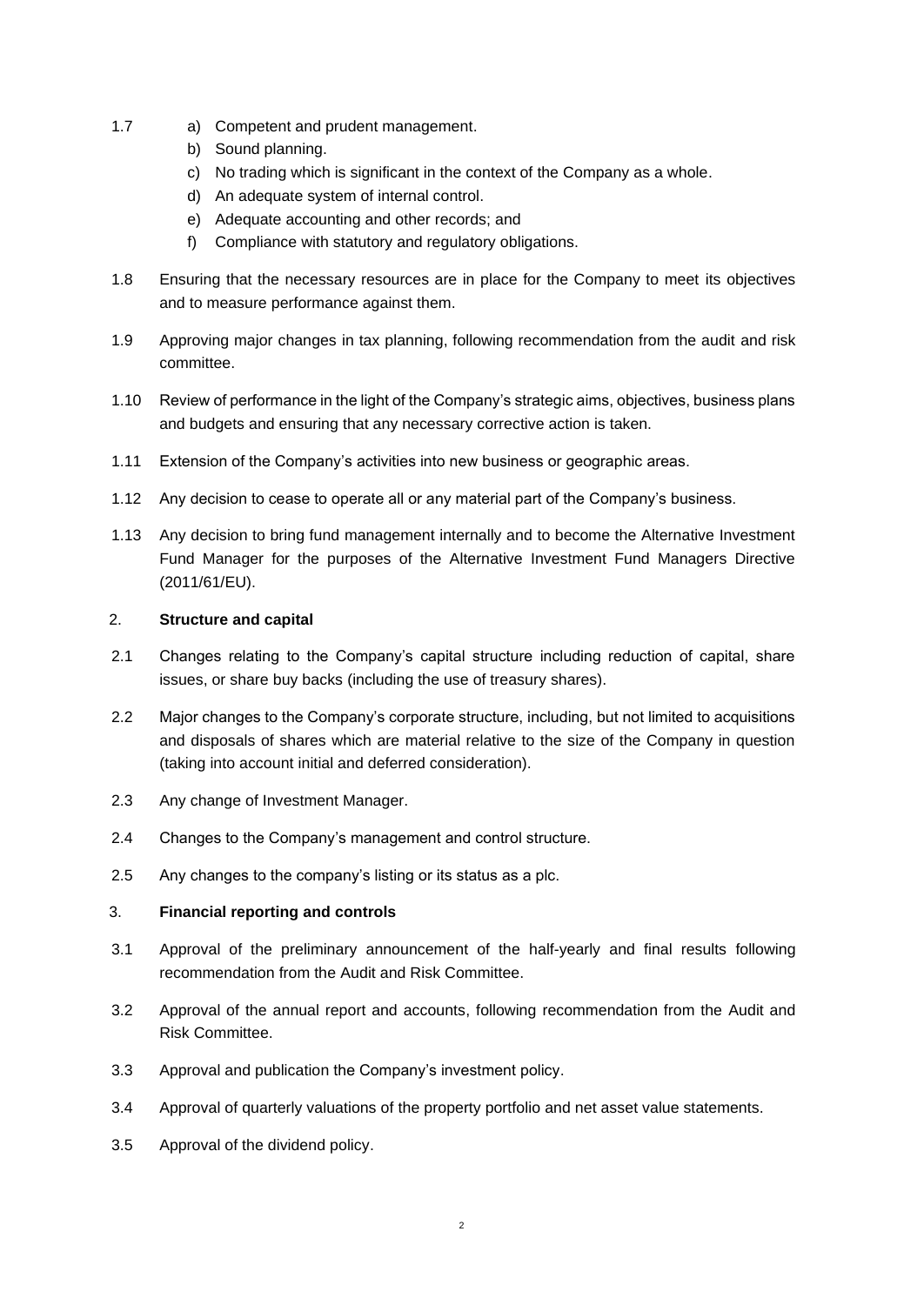1.7

a) Competent and prudent management.
b) Sound planning.
c) No trading which is significant in the context of the Company as a whole.
d) An adequate system of internal control.
e) Adequate accounting and other records; and
f) Compliance with statutory and regulatory obligations.

1.8 Ensuring that the necessary resources are in place for the Company to meet its objectives and to measure performance against them.

1.9 Approving major changes in tax planning, following recommendation from the audit and risk committee.

1.10 Review of performance in the light of the Company's strategic aims, objectives, business plans and budgets and ensuring that any necessary corrective action is taken.

1.11 Extension of the Company's activities into new business or geographic areas.

1.12 Any decision to cease to operate all or any material part of the Company's business.

1.13 Any decision to bring fund management internally and to become the Alternative Investment Fund Manager for the purposes of the Alternative Investment Fund Managers Directive (2011/61/EU).

2. **Structure and capital**

2.1 Changes relating to the Company's capital structure including reduction of capital, share issues, or share buy backs (including the use of treasury shares).

2.2 Major changes to the Company's corporate structure, including, but not limited to acquisitions and disposals of shares which are material relative to the size of the Company in question (taking into account initial and deferred consideration).

2.3 Any change of Investment Manager.

2.4 Changes to the Company's management and control structure.

2.5 Any changes to the company's listing or its status as a plc.

3. **Financial reporting and controls**

3.1 Approval of the preliminary announcement of the half-yearly and final results following recommendation from the Audit and Risk Committee.

3.2 Approval of the annual report and accounts, following recommendation from the Audit and Risk Committee.

3.3 Approval and publication the Company's investment policy.

3.4 Approval of quarterly valuations of the property portfolio and net asset value statements.

3.5 Approval of the dividend policy.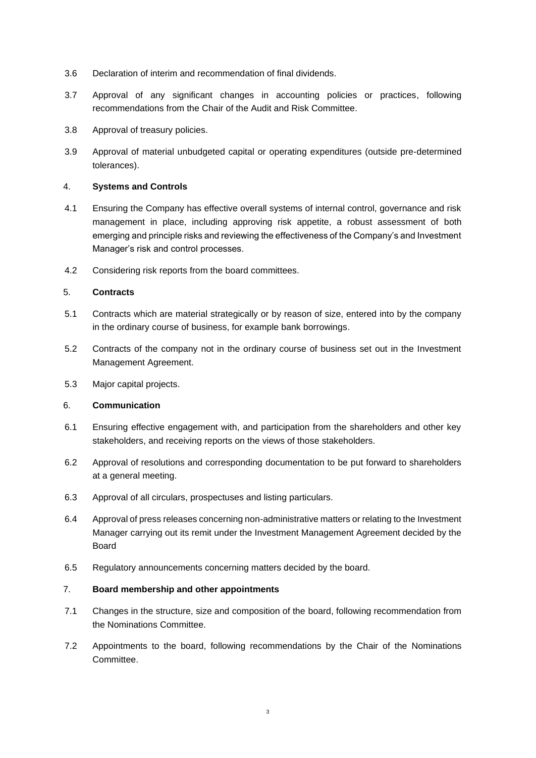3.6 Declaration of interim and recommendation of final dividends.

3.7 Approval of any significant changes in accounting policies or practices, following recommendations from the Chair of the Audit and Risk Committee.

3.8 Approval of treasury policies.

3.9 Approval of material unbudgeted capital or operating expenditures (outside pre-determined tolerances).

4. **Systems and Controls**

4.1 Ensuring the Company has effective overall systems of internal control, governance and risk management in place, including approving risk appetite, a robust assessment of both emerging and principle risks and reviewing the effectiveness of the Company's and Investment Manager's risk and control processes.

4.2 Considering risk reports from the board committees.

5. **Contracts**

5.1 Contracts which are material strategically or by reason of size, entered into by the company in the ordinary course of business, for example bank borrowings.

5.2 Contracts of the company not in the ordinary course of business set out in the Investment Management Agreement.

5.3 Major capital projects.

6. **Communication**

6.1 Ensuring effective engagement with, and participation from the shareholders and other key stakeholders, and receiving reports on the views of those stakeholders.

6.2 Approval of resolutions and corresponding documentation to be put forward to shareholders at a general meeting.

6.3 Approval of all circulars, prospectuses and listing particulars.

6.4 Approval of press releases concerning non-administrative matters or relating to the Investment Manager carrying out its remit under the Investment Management Agreement decided by the Board

6.5 Regulatory announcements concerning matters decided by the board.

7. **Board membership and other appointments**

7.1 Changes in the structure, size and composition of the board, following recommendation from the Nominations Committee.

7.2 Appointments to the board, following recommendations by the Chair of the Nominations Committee.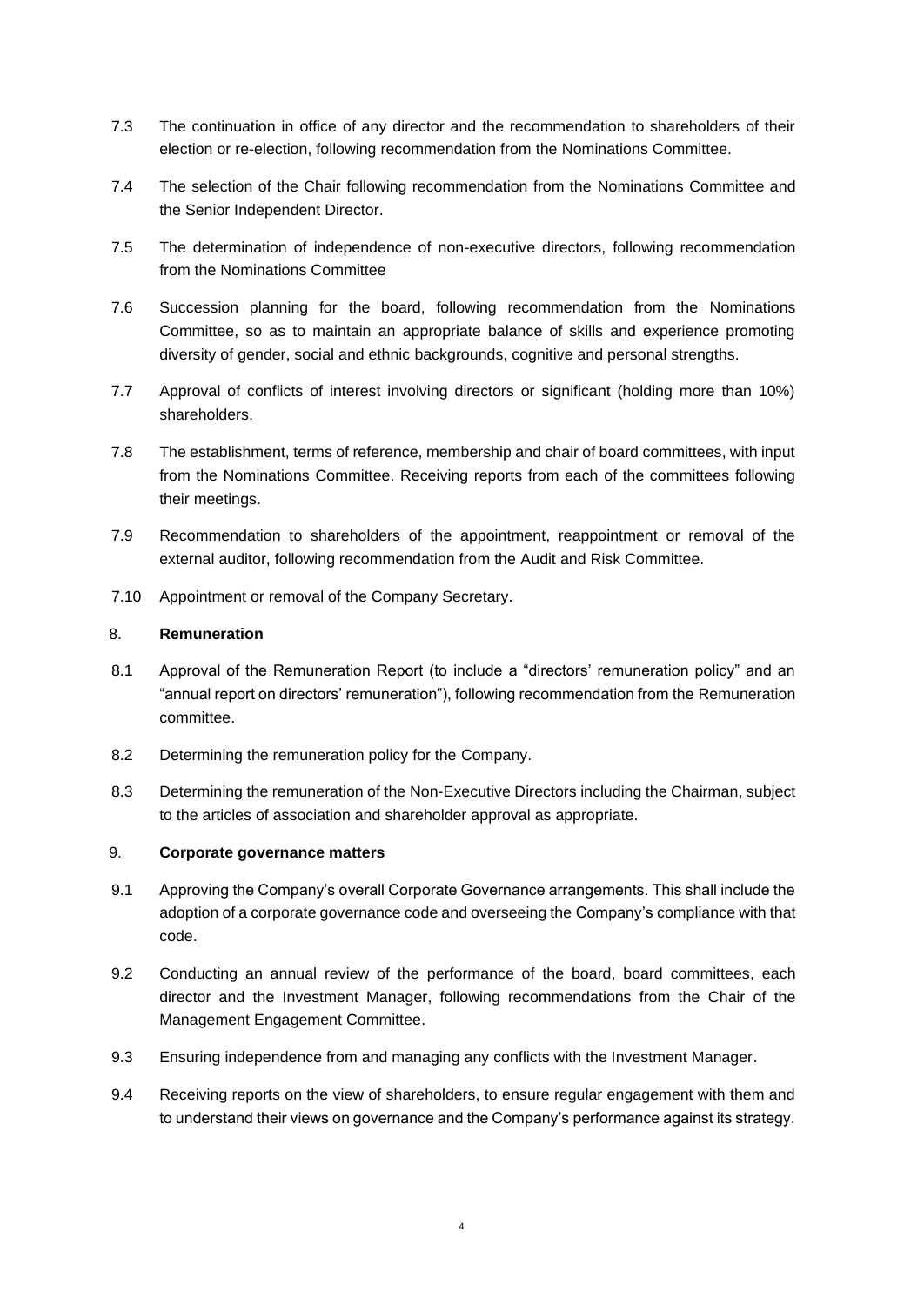7.3 The continuation in office of any director and the recommendation to shareholders of their election or re-election, following recommendation from the Nominations Committee.

7.4 The selection of the Chair following recommendation from the Nominations Committee and the Senior Independent Director.

7.5 The determination of independence of non-executive directors, following recommendation from the Nominations Committee

7.6 Succession planning for the board, following recommendation from the Nominations Committee, so as to maintain an appropriate balance of skills and experience promoting diversity of gender, social and ethnic backgrounds, cognitive and personal strengths.

7.7 Approval of conflicts of interest involving directors or significant (holding more than 10%) shareholders.

7.8 The establishment, terms of reference, membership and chair of board committees, with input from the Nominations Committee. Receiving reports from each of the committees following their meetings.

7.9 Recommendation to shareholders of the appointment, reappointment or removal of the external auditor, following recommendation from the Audit and Risk Committee.

7.10 Appointment or removal of the Company Secretary.

8. **Remuneration**

8.1 Approval of the Remuneration Report (to include a "directors' remuneration policy" and an "annual report on directors' remuneration"), following recommendation from the Remuneration committee.

8.2 Determining the remuneration policy for the Company.

8.3 Determining the remuneration of the Non-Executive Directors including the Chairman, subject to the articles of association and shareholder approval as appropriate.

9. **Corporate governance matters**

9.1 Approving the Company's overall Corporate Governance arrangements. This shall include the adoption of a corporate governance code and overseeing the Company's compliance with that code.

9.2 Conducting an annual review of the performance of the board, board committees, each director and the Investment Manager, following recommendations from the Chair of the Management Engagement Committee.

9.3 Ensuring independence from and managing any conflicts with the Investment Manager.

9.4 Receiving reports on the view of shareholders, to ensure regular engagement with them and to understand their views on governance and the Company's performance against its strategy.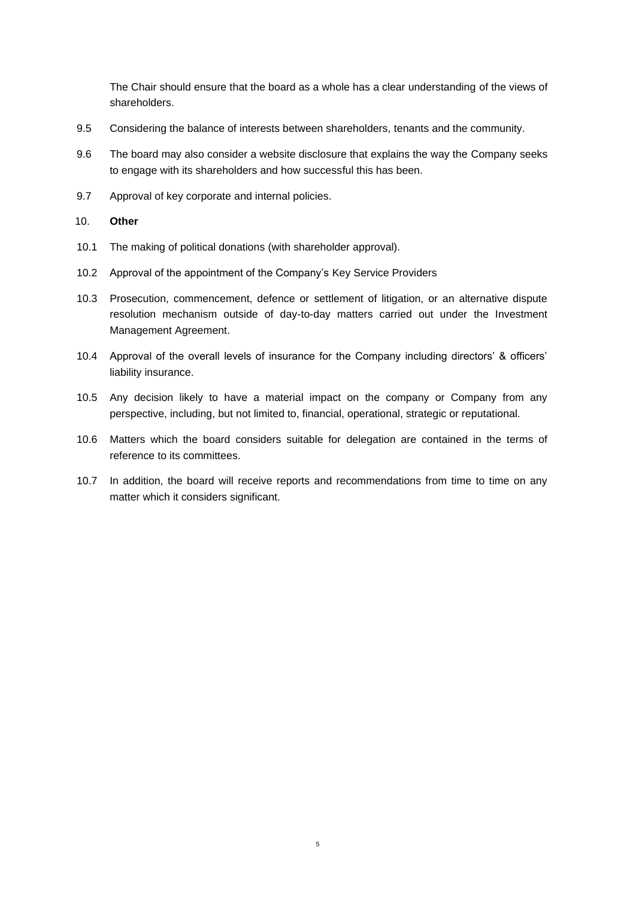The Chair should ensure that the board as a whole has a clear understanding of the views of shareholders.

9.5 Considering the balance of interests between shareholders, tenants and the community.

9.6 The board may also consider a website disclosure that explains the way the Company seeks to engage with its shareholders and how successful this has been.

9.7 Approval of key corporate and internal policies.

10. **Other**

10.1 The making of political donations (with shareholder approval).

10.2 Approval of the appointment of the Company's Key Service Providers

10.3 Prosecution, commencement, defence or settlement of litigation, or an alternative dispute resolution mechanism outside of day-to-day matters carried out under the Investment Management Agreement.

10.4 Approval of the overall levels of insurance for the Company including directors' & officers' liability insurance.

10.5 Any decision likely to have a material impact on the company or Company from any perspective, including, but not limited to, financial, operational, strategic or reputational.

10.6 Matters which the board considers suitable for delegation are contained in the terms of reference to its committees.

10.7 In addition, the board will receive reports and recommendations from time to time on any matter which it considers significant.